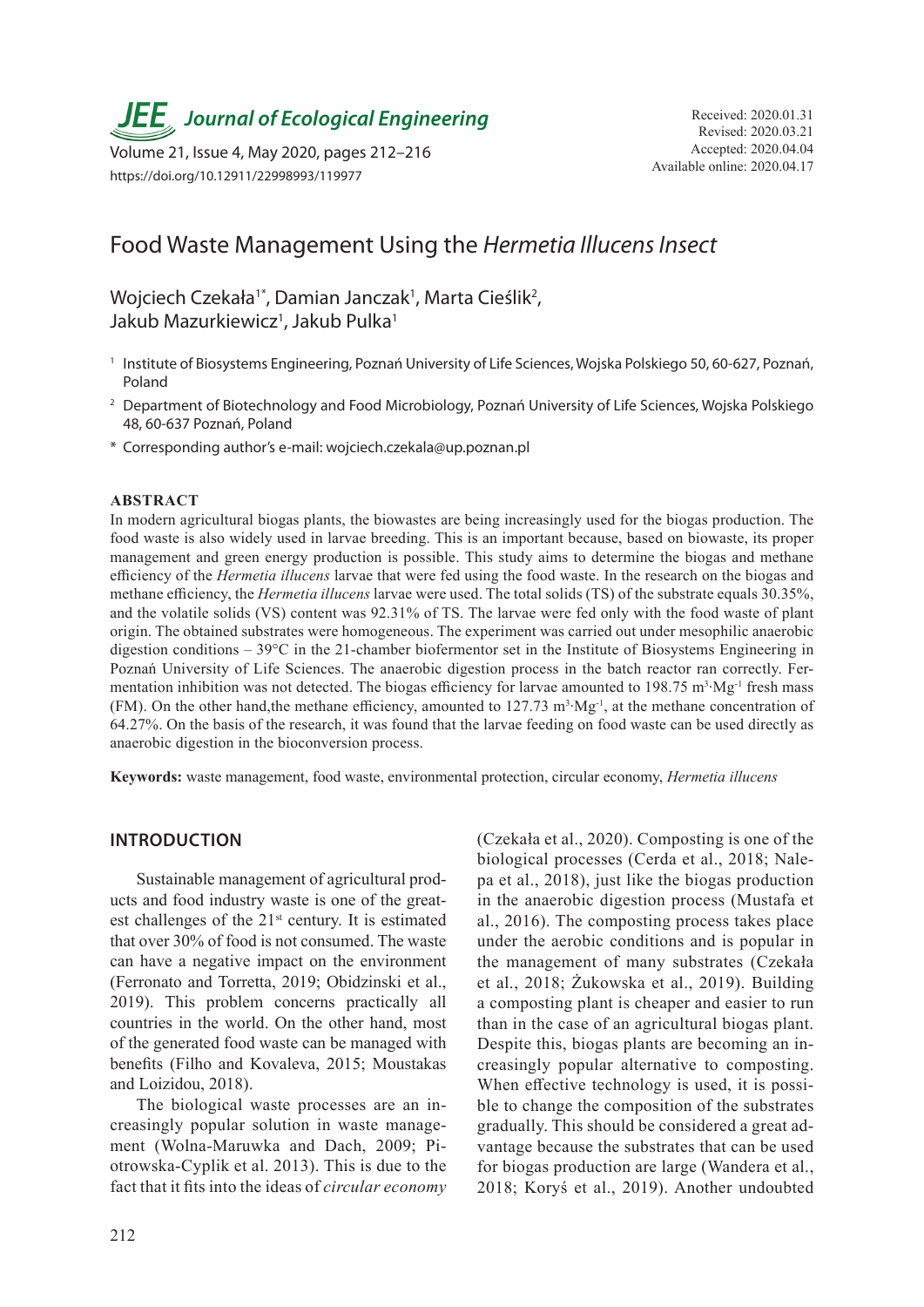# Food Waste Management Using the *Hermetia Illucens Insect*

Wojciech Czekała[1*], Damian Janczak[1], Marta Cieślik[2], Jakub Mazurkiewicz[1], Jakub Pulka[1]

[1] Institute of Biosystems Engineering, Poznań University of Life Sciences, Wojska Polskiego 50, 60-627, Poznań, Poland

[2] Department of Biotechnology and Food Microbiology, Poznań University of Life Sciences, Wojska Polskiego 48, 60-637 Poznań, Poland

[*] Corresponding author's e-mail: wojciech.czekala@up.poznan.pl

Received: 2020.01.31
Revised: 2020.03.21
Accepted: 2020.04.04
Available online: 2020.04.17

https://doi.org/10.12911/22998993/119977

## ABSTRACT

In modern agricultural biogas plants, the biowastes are being increasingly used for the biogas production. The food waste is also widely used in larvae breeding. This is an important because, based on biowaste, its proper management and green energy production is possible. This study aims to determine the biogas and methane efficiency of the *Hermetia illucens* larvae that were fed using the food waste. In the research on the biogas and methane efficiency, the *Hermetia illucens* larvae were used. The total solids (TS) of the substrate equals 30.35%, and the volatile solids (VS) content was 92.31% of TS. The larvae were fed only with the food waste of plant origin. The obtained substrates were homogeneous. The experiment was carried out under mesophilic anaerobic digestion conditions – 39°C in the 21-chamber biofermentor set in the Institute of Biosystems Engineering in Poznań University of Life Sciences. The anaerobic digestion process in the batch reactor ran correctly. Fermentation inhibition was not detected. The biogas efficiency for larvae amounted to 198.75 $m^3 \cdot Mg^{-1}$ fresh mass (FM). On the other hand,the methane efficiency, amounted to 127.73 $m^3 \cdot Mg^{-1}$, at the methane concentration of 64.27%. On the basis of the research, it was found that the larvae feeding on food waste can be used directly as anaerobic digestion in the bioconversion process.

**Keywords:** waste management, food waste, environmental protection, circular economy, *Hermetia illucens*

## INTRODUCTION

Sustainable management of agricultural products and food industry waste is one of the greatest challenges of the 21st century. It is estimated that over 30% of food is not consumed. The waste can have a negative impact on the environment (Ferronato and Torretta, 2019; Obidzinski et al., 2019). This problem concerns practically all countries in the world. On the other hand, most of the generated food waste can be managed with benefits (Filho and Kovaleva, 2015; Moustakas and Loizidou, 2018).

The biological waste processes are an increasingly popular solution in waste management (Wolna-Maruwka and Dach, 2009; Piotrowska-Cyplik et al. 2013). This is due to the fact that it fits into the ideas of *circular economy* (Czekała et al., 2020). Composting is one of the biological processes (Cerda et al., 2018; Nalepa et al., 2018), just like the biogas production in the anaerobic digestion process (Mustafa et al., 2016). The composting process takes place under the aerobic conditions and is popular in the management of many substrates (Czekała et al., 2018; Żukowska et al., 2019). Building a composting plant is cheaper and easier to run than in the case of an agricultural biogas plant. Despite this, biogas plants are becoming an increasingly popular alternative to composting. When effective technology is used, it is possible to change the composition of the substrates gradually. This should be considered a great advantage because the substrates that can be used for biogas production are large (Wandera et al., 2018; Koryś et al., 2019). Another undoubted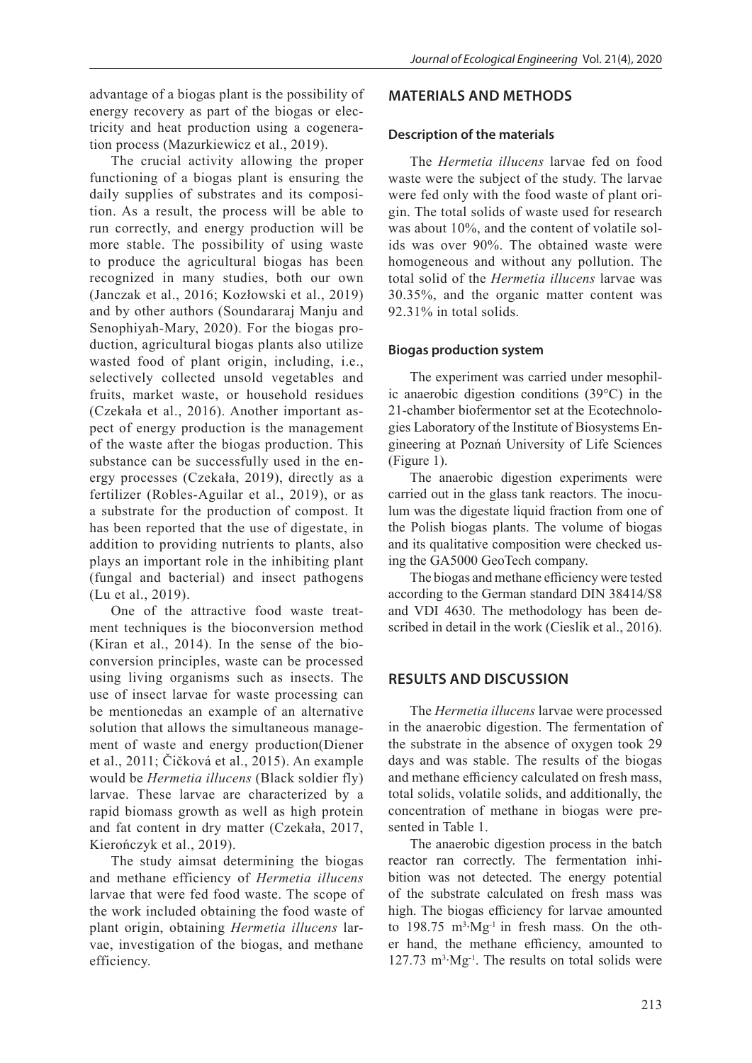advantage of a biogas plant is the possibility of energy recovery as part of the biogas or electricity and heat production using a cogeneration process (Mazurkiewicz et al., 2019).

The crucial activity allowing the proper functioning of a biogas plant is ensuring the daily supplies of substrates and its composition. As a result, the process will be able to run correctly, and energy production will be more stable. The possibility of using waste to produce the agricultural biogas has been recognized in many studies, both our own (Janczak et al., 2016; Kozłowski et al., 2019) and by other authors (Soundararaj Manju and Senophiyah-Mary, 2020). For the biogas production, agricultural biogas plants also utilize wasted food of plant origin, including, i.e., selectively collected unsold vegetables and fruits, market waste, or household residues (Czekała et al., 2016). Another important aspect of energy production is the management of the waste after the biogas production. This substance can be successfully used in the energy processes (Czekała, 2019), directly as a fertilizer (Robles-Aguilar et al., 2019), or as a substrate for the production of compost. It has been reported that the use of digestate, in addition to providing nutrients to plants, also plays an important role in the inhibiting plant (fungal and bacterial) and insect pathogens (Lu et al., 2019).

One of the attractive food waste treatment techniques is the bioconversion method (Kiran et al., 2014). In the sense of the bioconversion principles, waste can be processed using living organisms such as insects. The use of insect larvae for waste processing can be mentionedas an example of an alternative solution that allows the simultaneous management of waste and energy production(Diener et al., 2011; Čičková et al., 2015). An example would be *Hermetia illucens* (Black soldier fly) larvae. These larvae are characterized by a rapid biomass growth as well as high protein and fat content in dry matter (Czekała, 2017, Kierończyk et al., 2019).

The study aimsat determining the biogas and methane efficiency of *Hermetia illucens* larvae that were fed food waste. The scope of the work included obtaining the food waste of plant origin, obtaining *Hermetia illucens* larvae, investigation of the biogas, and methane efficiency.

## MATERIALS AND METHODS

### Description of the materials

The *Hermetia illucens* larvae fed on food waste were the subject of the study. The larvae were fed only with the food waste of plant origin. The total solids of waste used for research was about 10%, and the content of volatile solids was over 90%. The obtained waste were homogeneous and without any pollution. The total solid of the *Hermetia illucens* larvae was 30.35%, and the organic matter content was 92.31% in total solids.

### Biogas production system

The experiment was carried under mesophilic anaerobic digestion conditions (39°C) in the 21-chamber biofermentor set at the Ecotechnologies Laboratory of the Institute of Biosystems Engineering at Poznań University of Life Sciences (Figure 1).

The anaerobic digestion experiments were carried out in the glass tank reactors. The inoculum was the digestate liquid fraction from one of the Polish biogas plants. The volume of biogas and its qualitative composition were checked using the GA5000 GeoTech company.

The biogas and methane efficiency were tested according to the German standard DIN 38414/S8 and VDI 4630. The methodology has been described in detail in the work (Cieslik et al., 2016).

## RESULTS AND DISCUSSION

The *Hermetia illucens* larvae were processed in the anaerobic digestion. The fermentation of the substrate in the absence of oxygen took 29 days and was stable. The results of the biogas and methane efficiency calculated on fresh mass, total solids, volatile solids, and additionally, the concentration of methane in biogas were presented in Table 1.

The anaerobic digestion process in the batch reactor ran correctly. The fermentation inhibition was not detected. The energy potential of the substrate calculated on fresh mass was high. The biogas efficiency for larvae amounted to 198.75 $m^3 \cdot Mg^{-1}$ in fresh mass. On the other hand, the methane efficiency, amounted to 127.73 $m^3 \cdot Mg^{-1}$. The results on total solids were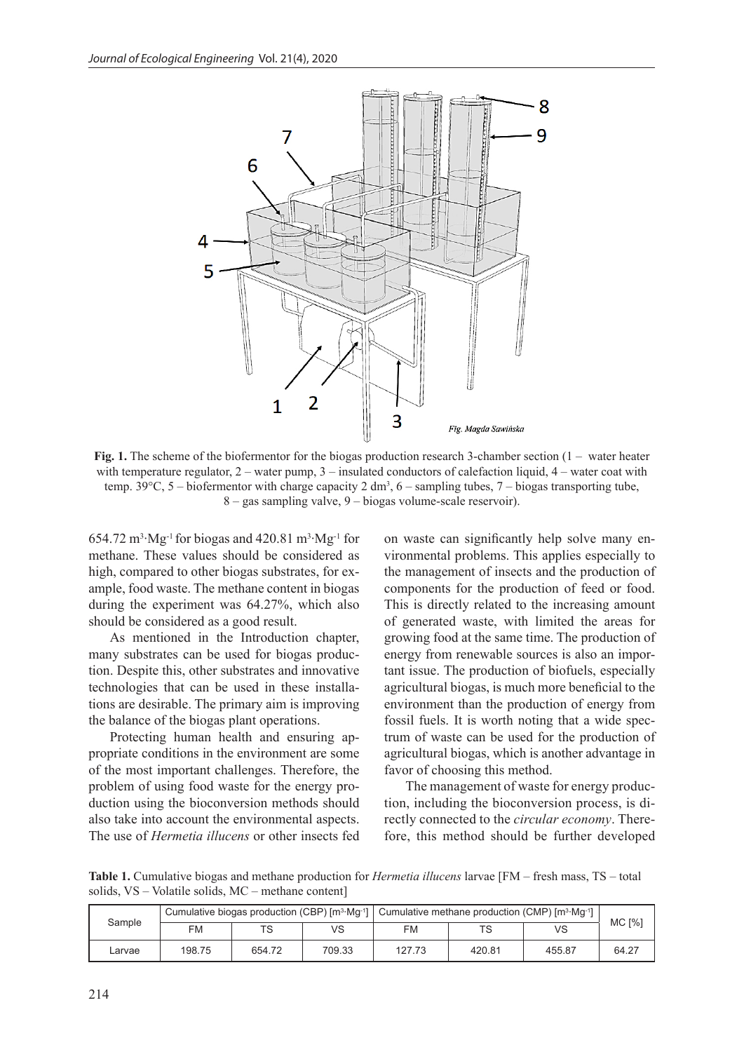**Fig. 1.** The scheme of the biofermentor for the biogas production research 3-chamber section (1 – water heater with temperature regulator, 2 – water pump, 3 – insulated conductors of calefaction liquid, 4 – water coat with temp. 39°C, 5 – biofermentor with charge capacity 2 dm$^3$, 6 – sampling tubes, 7 – biogas transporting tube, 8 – gas sampling valve, 9 – biogas volume-scale reservoir).

654.72 m$^3$·Mg$^{-1}$ for biogas and 420.81 m$^3$·Mg$^{-1}$ for methane. These values should be considered as high, compared to other biogas substrates, for example, food waste. The methane content in biogas during the experiment was 64.27%, which also should be considered as a good result.

As mentioned in the Introduction chapter, many substrates can be used for biogas production. Despite this, other substrates and innovative technologies that can be used in these installations are desirable. The primary aim is improving the balance of the biogas plant operations.

Protecting human health and ensuring appropriate conditions in the environment are some of the most important challenges. Therefore, the problem of using food waste for the energy production using the bioconversion methods should also take into account the environmental aspects. The use of *Hermetia illucens* or other insects fed on waste can significantly help solve many environmental problems. This applies especially to the management of insects and the production of components for the production of feed or food. This is directly related to the increasing amount of generated waste, with limited the areas for growing food at the same time. The production of energy from renewable sources is also an important issue. The production of biofuels, especially agricultural biogas, is much more beneficial to the environment than the production of energy from fossil fuels. It is worth noting that a wide spectrum of waste can be used for the production of agricultural biogas, which is another advantage in favor of choosing this method.

The management of waste for energy production, including the bioconversion process, is directly connected to the *circular economy*. Therefore, this method should be further developed

**Table 1.** Cumulative biogas and methane production for *Hermetia illucens* larvae [FM – fresh mass, TS – total solids, VS – Volatile solids, MC – methane content]

| Sample | Cumulative biogas production (CBP) [m$^3$·Mg$^{-1}$] | | | Cumulative methane production (CMP) [m$^3$·Mg$^{-1}$] | | | MC [%] |
|---|---|---|---|---|---|---|---|
| | FM | TS | VS | FM | TS | VS | |
| Larvae | 198.75 | 654.72 | 709.33 | 127.73 | 420.81 | 455.87 | 64.27 |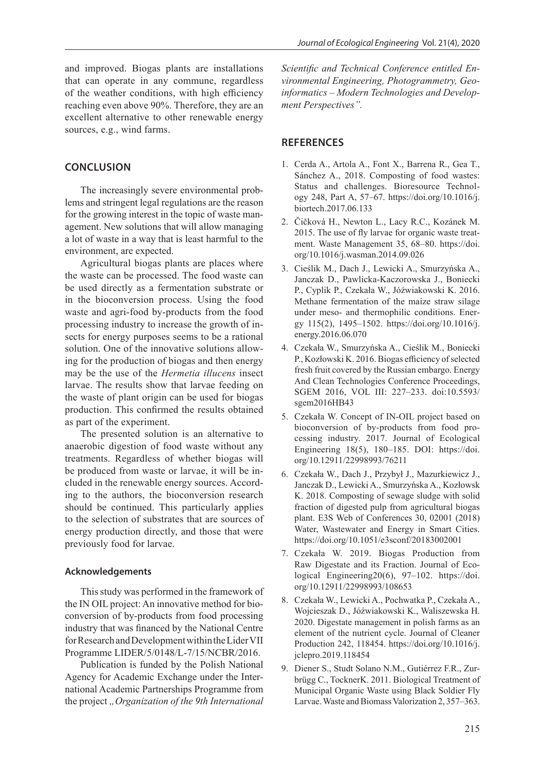and improved. Biogas plants are installations that can operate in any commune, regardless of the weather conditions, with high efficiency reaching even above 90%. Therefore, they are an excellent alternative to other renewable energy sources, e.g., wind farms.

## CONCLUSION

The increasingly severe environmental problems and stringent legal regulations are the reason for the growing interest in the topic of waste management. New solutions that will allow managing a lot of waste in a way that is least harmful to the environment, are expected.

Agricultural biogas plants are places where the waste can be processed. The food waste can be used directly as a fermentation substrate or in the bioconversion process. Using the food waste and agri-food by-products from the food processing industry to increase the growth of insects for energy purposes seems to be a rational solution. One of the innovative solutions allowing for the production of biogas and then energy may be the use of the *Hermetia illucens* insect larvae. The results show that larvae feeding on the waste of plant origin can be used for biogas production. This confirmed the results obtained as part of the experiment.

The presented solution is an alternative to anaerobic digestion of food waste without any treatments. Regardless of whether biogas will be produced from waste or larvae, it will be included in the renewable energy sources. According to the authors, the bioconversion research should be continued. This particularly applies to the selection of substrates that are sources of energy production directly, and those that were previously food for larvae.

### Acknowledgements

This study was performed in the framework of the IN OIL project: An innovative method for bioconversion of by-products from food processing industry that was financed by the National Centre for Research and Development within the Lider VII Programme LIDER/5/0148/L-7/15/NCBR/2016.

Publication is funded by the Polish National Agency for Academic Exchange under the International Academic Partnerships Programme from the project *„Organization of the 9th International Scientific and Technical Conference entitled Environmental Engineering, Photogrammetry, Geoinformatics – Modern Technologies and Development Perspectives".*

## REFERENCES

1. Cerda A., Artola A., Font X., Barrena R., Gea T., Sánchez A., 2018. Composting of food wastes: Status and challenges. Bioresource Technology 248, Part A, 57–67. https://doi.org/10.1016/j.biortech.2017.06.133
2. Čičková H., Newton L., Lacy R.C., Kozánek M. 2015. The use of fly larvae for organic waste treatment. Waste Management 35, 68–80. https://doi.org/10.1016/j.wasman.2014.09.026
3. Cieślik M., Dach J., Lewicki A., Smurzyńska A., Janczak D., Pawlicka-Kaczorowska J., Boniecki P., Cyplik P., Czekała W., Jóźwiakowski K. 2016. Methane fermentation of the maize straw silage under meso- and thermophilic conditions. Energy 115(2), 1495–1502. https://doi.org/10.1016/j.energy.2016.06.070
4. Czekała W., Smurzyńska A., Cieślik M., Boniecki P., Kozłowski K. 2016. Biogas efficiency of selected fresh fruit covered by the Russian embargo. Energy And Clean Technologies Conference Proceedings, SGEM 2016, VOL III: 227–233. doi:10.5593/sgem2016HB43
5. Czekała W. Concept of IN-OIL project based on bioconversion of by-products from food processing industry. 2017. Journal of Ecological Engineering 18(5), 180–185. DOI: https://doi.org/10.12911/22998993/76211
6. Czekała W., Dach J., Przybył J., Mazurkiewicz J., Janczak D., Lewicki A., Smurzyńska A., Kozłowsk K. 2018. Composting of sewage sludge with solid fraction of digested pulp from agricultural biogas plant. E3S Web of Conferences 30, 02001 (2018) Water, Wastewater and Energy in Smart Cities. https://doi.org/10.1051/e3sconf/20183002001
7. Czekała W. 2019. Biogas Production from Raw Digestate and its Fraction. Journal of Ecological Engineering20(6), 97–102. https://doi.org/10.12911/22998993/108653
8. Czekała W., Lewicki A., Pochwatka P., Czekała A., Wojcieszak D., Jóźwiakowski K., Waliszewska H. 2020. Digestate management in polish farms as an element of the nutrient cycle. Journal of Cleaner Production 242, 118454. https://doi.org/10.1016/j.jclepro.2019.118454
9. Diener S., Studt Solano N.M., Gutiérrez F.R., Zurbrügg C., TocknerK. 2011. Biological Treatment of Municipal Organic Waste using Black Soldier Fly Larvae. Waste and Biomass Valorization 2, 357–363.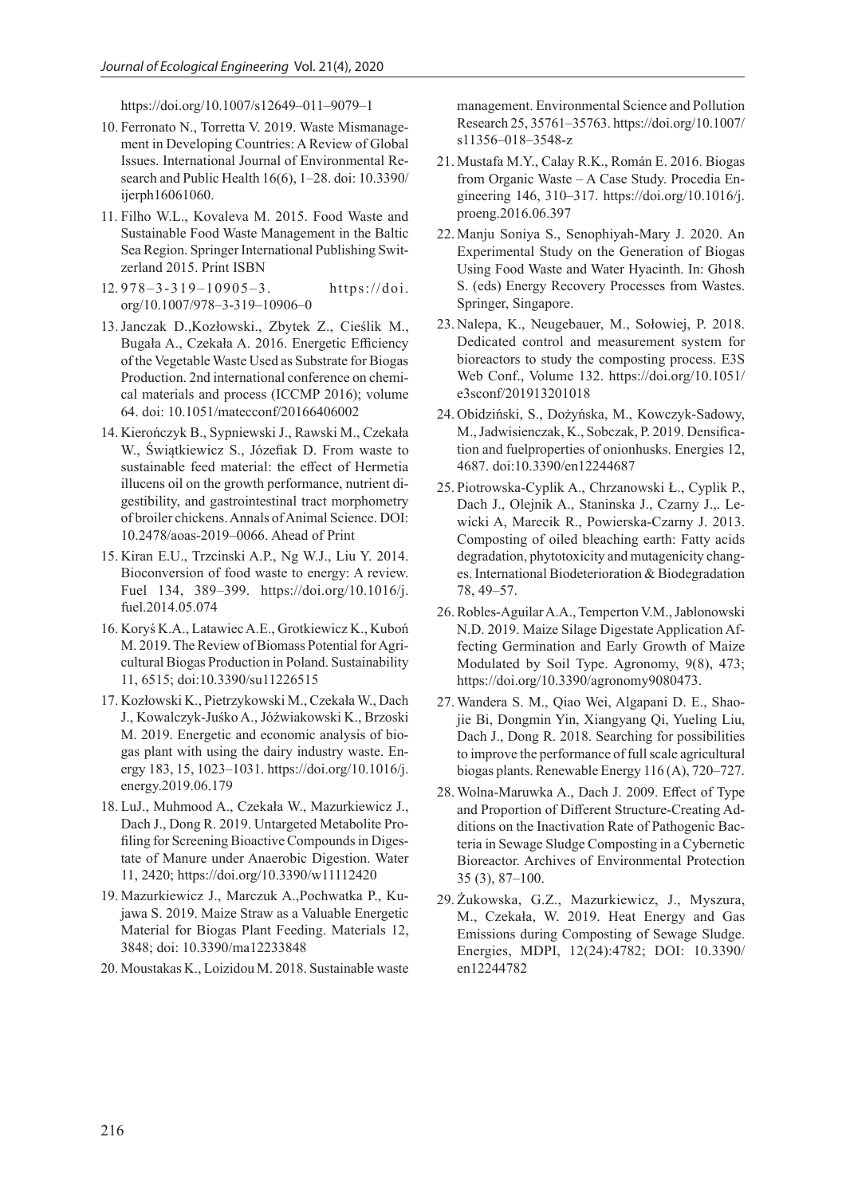https://doi.org/10.1007/s12649–011–9079–1

10. Ferronato N., Torretta V. 2019. Waste Mismanagement in Developing Countries: A Review of Global Issues. International Journal of Environmental Research and Public Health 16(6), 1–28. doi: 10.3390/ijerph16061060.
11. Filho W.L., Kovaleva M. 2015. Food Waste and Sustainable Food Waste Management in the Baltic Sea Region. Springer International Publishing Switzerland 2015. Print ISBN
12. 978–3-319–10905–3. https://doi.org/10.1007/978–3-319–10906–0
13. Janczak D.,Kozłowski., Zbytek Z., Cieślik M., Bugała A., Czekała A. 2016. Energetic Efficiency of the Vegetable Waste Used as Substrate for Biogas Production. 2nd international conference on chemical materials and process (ICCMP 2016); volume 64. doi: 10.1051/matecconf/20166406002
14. Kierończyk B., Sypniewski J., Rawski M., Czekała W., Świątkiewicz S., Józefiak D. From waste to sustainable feed material: the effect of Hermetia illucens oil on the growth performance, nutrient digestibility, and gastrointestinal tract morphometry of broiler chickens. Annals of Animal Science. DOI: 10.2478/aoas-2019–0066. Ahead of Print
15. Kiran E.U., Trzcinski A.P., Ng W.J., Liu Y. 2014. Bioconversion of food waste to energy: A review. Fuel 134, 389–399. https://doi.org/10.1016/j.fuel.2014.05.074
16. Koryś K.A., Latawiec A.E., Grotkiewicz K., Kuboń M. 2019. The Review of Biomass Potential for Agricultural Biogas Production in Poland. Sustainability 11, 6515; doi:10.3390/su11226515
17. Kozłowski K., Pietrzykowski M., Czekała W., Dach J., Kowalczyk-Juśko A., Jóźwiakowski K., Brzoski M. 2019. Energetic and economic analysis of biogas plant with using the dairy industry waste. Energy 183, 15, 1023–1031. https://doi.org/10.1016/j.energy.2019.06.179
18. LuJ., Muhmood A., Czekała W., Mazurkiewicz J., Dach J., Dong R. 2019. Untargeted Metabolite Profiling for Screening Bioactive Compounds in Digestate of Manure under Anaerobic Digestion. Water 11, 2420; https://doi.org/10.3390/w11112420
19. Mazurkiewicz J., Marczuk A.,Pochwatka P., Kujawa S. 2019. Maize Straw as a Valuable Energetic Material for Biogas Plant Feeding. Materials 12, 3848; doi: 10.3390/ma12233848
20. Moustakas K., Loizidou M. 2018. Sustainable waste management. Environmental Science and Pollution Research 25, 35761–35763. https://doi.org/10.1007/s11356–018–3548-z
21. Mustafa M.Y., Calay R.K., Román E. 2016. Biogas from Organic Waste – A Case Study. Procedia Engineering 146, 310–317. https://doi.org/10.1016/j.proeng.2016.06.397
22. Manju Soniya S., Senophiyah-Mary J. 2020. An Experimental Study on the Generation of Biogas Using Food Waste and Water Hyacinth. In: Ghosh S. (eds) Energy Recovery Processes from Wastes. Springer, Singapore.
23. Nalepa, K., Neugebauer, M., Sołowiej, P. 2018. Dedicated control and measurement system for bioreactors to study the composting process. E3S Web Conf., Volume 132. https://doi.org/10.1051/e3sconf/201913201018
24. Obidziński, S., Dożyńska, M., Kowczyk-Sadowy, M., Jadwisienczak, K., Sobczak, P. 2019. Densification and fuelproperties of onionhusks. Energies 12, 4687. doi:10.3390/en12244687
25. Piotrowska-Cyplik A., Chrzanowski Ł., Cyplik P., Dach J., Olejnik A., Staninska J., Czarny J.,. Lewicki A, Marecik R., Powierska-Czarny J. 2013. Composting of oiled bleaching earth: Fatty acids degradation, phytotoxicity and mutagenicity changes. International Biodeterioration & Biodegradation 78, 49–57.
26. Robles-Aguilar A.A., Temperton V.M., Jablonowski N.D. 2019. Maize Silage Digestate Application Affecting Germination and Early Growth of Maize Modulated by Soil Type. Agronomy, 9(8), 473; https://doi.org/10.3390/agronomy9080473.
27. Wandera S. M., Qiao Wei, Algapani D. E., Shaojie Bi, Dongmin Yin, Xiangyang Qi, Yueling Liu, Dach J., Dong R. 2018. Searching for possibilities to improve the performance of full scale agricultural biogas plants. Renewable Energy 116 (A), 720–727.
28. Wolna-Maruwka A., Dach J. 2009. Effect of Type and Proportion of Different Structure-Creating Additions on the Inactivation Rate of Pathogenic Bacteria in Sewage Sludge Composting in a Cybernetic Bioreactor. Archives of Environmental Protection 35 (3), 87–100.
29. Żukowska, G.Z., Mazurkiewicz, J., Myszura, M., Czekała, W. 2019. Heat Energy and Gas Emissions during Composting of Sewage Sludge. Energies, MDPI, 12(24):4782; DOI: 10.3390/en12244782